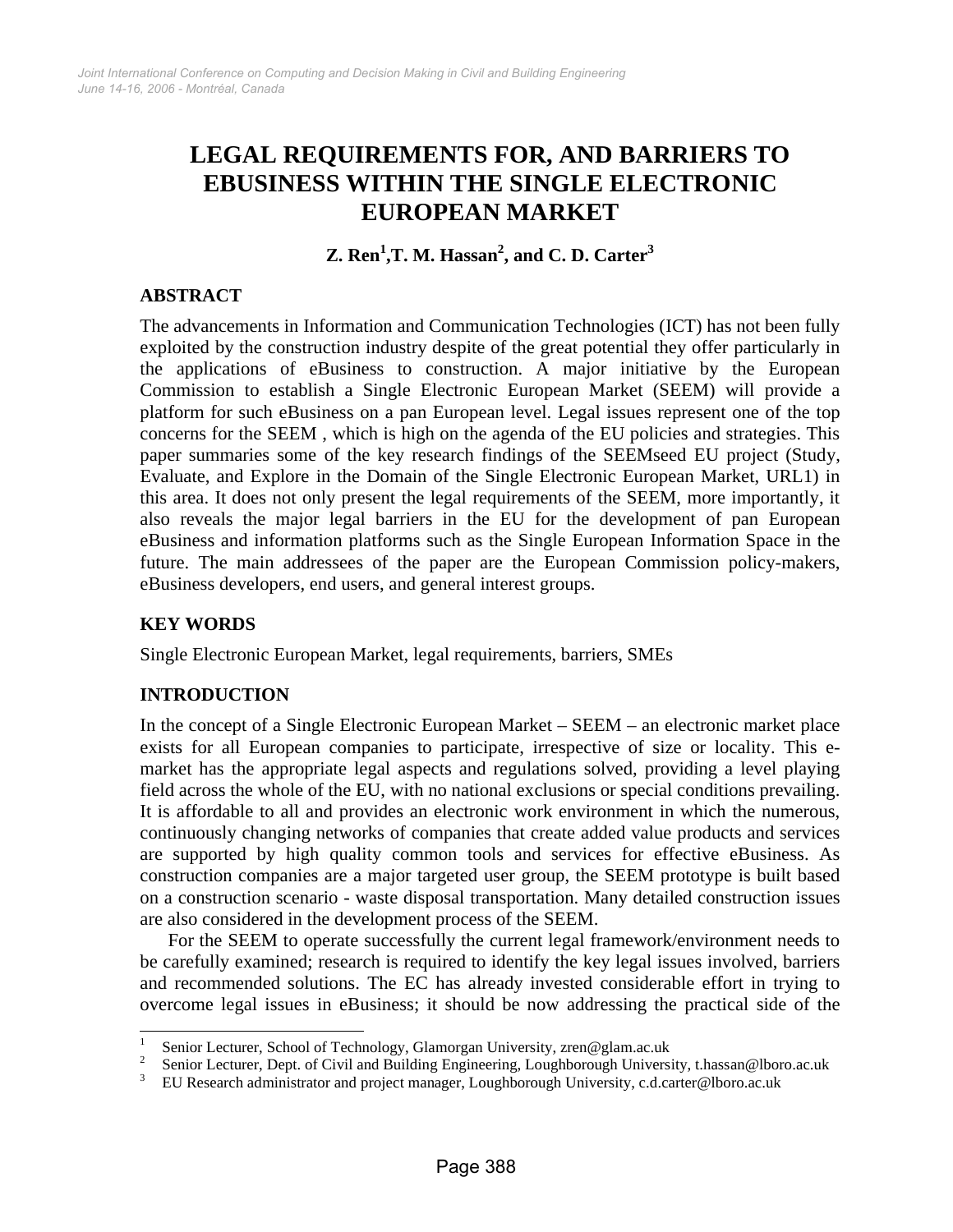# LEGAL REQUIREMENTS FOR, AND BARRIERS TO EBUSINESS WITHIN THE SINGLE ELECTRONIC EUROPEAN MARKET

**Z. Ren[1], T. M. Hassan[2], and C. D. Carter[3]**

## ABSTRACT

The advancements in Information and Communication Technologies (ICT) has not been fully exploited by the construction industry despite of the great potential they offer particularly in the applications of eBusiness to construction. A major initiative by the European Commission to establish a Single Electronic European Market (SEEM) will provide a platform for such eBusiness on a pan European level. Legal issues represent one of the top concerns for the SEEM , which is high on the agenda of the EU policies and strategies. This paper summaries some of the key research findings of the SEEMseed EU project (Study, Evaluate, and Explore in the Domain of the Single Electronic European Market, URL1) in this area. It does not only present the legal requirements of the SEEM, more importantly, it also reveals the major legal barriers in the EU for the development of pan European eBusiness and information platforms such as the Single European Information Space in the future. The main addressees of the paper are the European Commission policy-makers, eBusiness developers, end users, and general interest groups.

## KEY WORDS

Single Electronic European Market, legal requirements, barriers, SMEs

## INTRODUCTION

In the concept of a Single Electronic European Market – SEEM – an electronic market place exists for all European companies to participate, irrespective of size or locality. This e-market has the appropriate legal aspects and regulations solved, providing a level playing field across the whole of the EU, with no national exclusions or special conditions prevailing. It is affordable to all and provides an electronic work environment in which the numerous, continuously changing networks of companies that create added value products and services are supported by high quality common tools and services for effective eBusiness. As construction companies are a major targeted user group, the SEEM prototype is built based on a construction scenario - waste disposal transportation. Many detailed construction issues are also considered in the development process of the SEEM.

For the SEEM to operate successfully the current legal framework/environment needs to be carefully examined; research is required to identify the key legal issues involved, barriers and recommended solutions. The EC has already invested considerable effort in trying to overcome legal issues in eBusiness; it should be now addressing the practical side of the

---

[1] Senior Lecturer, School of Technology, Glamorgan University, zren@glam.ac.uk

[2] Senior Lecturer, Dept. of Civil and Building Engineering, Loughborough University, t.hassan@lboro.ac.uk

[3] EU Research administrator and project manager, Loughborough University, c.d.carter@lboro.ac.uk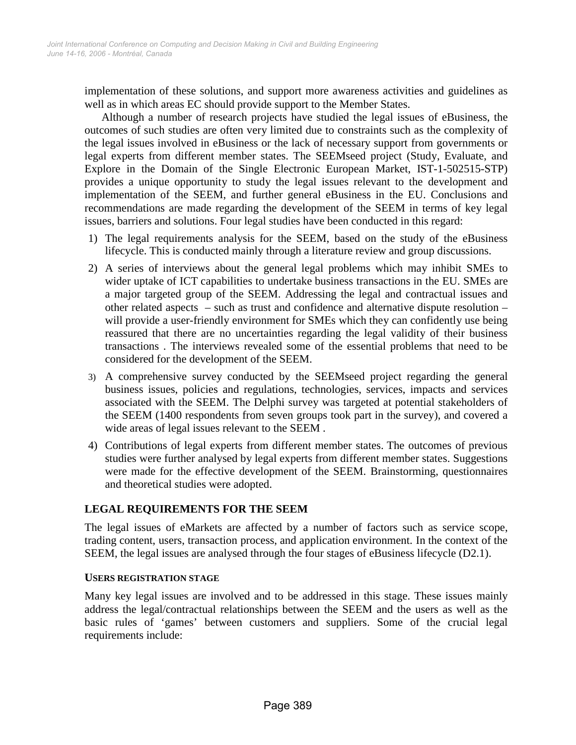implementation of these solutions, and support more awareness activities and guidelines as well as in which areas EC should provide support to the Member States.

Although a number of research projects have studied the legal issues of eBusiness, the outcomes of such studies are often very limited due to constraints such as the complexity of the legal issues involved in eBusiness or the lack of necessary support from governments or legal experts from different member states. The SEEMseed project (Study, Evaluate, and Explore in the Domain of the Single Electronic European Market, IST-1-502515-STP) provides a unique opportunity to study the legal issues relevant to the development and implementation of the SEEM, and further general eBusiness in the EU. Conclusions and recommendations are made regarding the development of the SEEM in terms of key legal issues, barriers and solutions. Four legal studies have been conducted in this regard:

1) The legal requirements analysis for the SEEM, based on the study of the eBusiness lifecycle. This is conducted mainly through a literature review and group discussions.
2) A series of interviews about the general legal problems which may inhibit SMEs to wider uptake of ICT capabilities to undertake business transactions in the EU. SMEs are a major targeted group of the SEEM. Addressing the legal and contractual issues and other related aspects – such as trust and confidence and alternative dispute resolution – will provide a user-friendly environment for SMEs which they can confidently use being reassured that there are no uncertainties regarding the legal validity of their business transactions . The interviews revealed some of the essential problems that need to be considered for the development of the SEEM.
3) A comprehensive survey conducted by the SEEMseed project regarding the general business issues, policies and regulations, technologies, services, impacts and services associated with the SEEM. The Delphi survey was targeted at potential stakeholders of the SEEM (1400 respondents from seven groups took part in the survey), and covered a wide areas of legal issues relevant to the SEEM .
4) Contributions of legal experts from different member states. The outcomes of previous studies were further analysed by legal experts from different member states. Suggestions were made for the effective development of the SEEM. Brainstorming, questionnaires and theoretical studies were adopted.

## LEGAL REQUIREMENTS FOR THE SEEM

The legal issues of eMarkets are affected by a number of factors such as service scope, trading content, users, transaction process, and application environment. In the context of the SEEM, the legal issues are analysed through the four stages of eBusiness lifecycle (D2.1).

### USERS REGISTRATION STAGE

Many key legal issues are involved and to be addressed in this stage. These issues mainly address the legal/contractual relationships between the SEEM and the users as well as the basic rules of 'games' between customers and suppliers. Some of the crucial legal requirements include: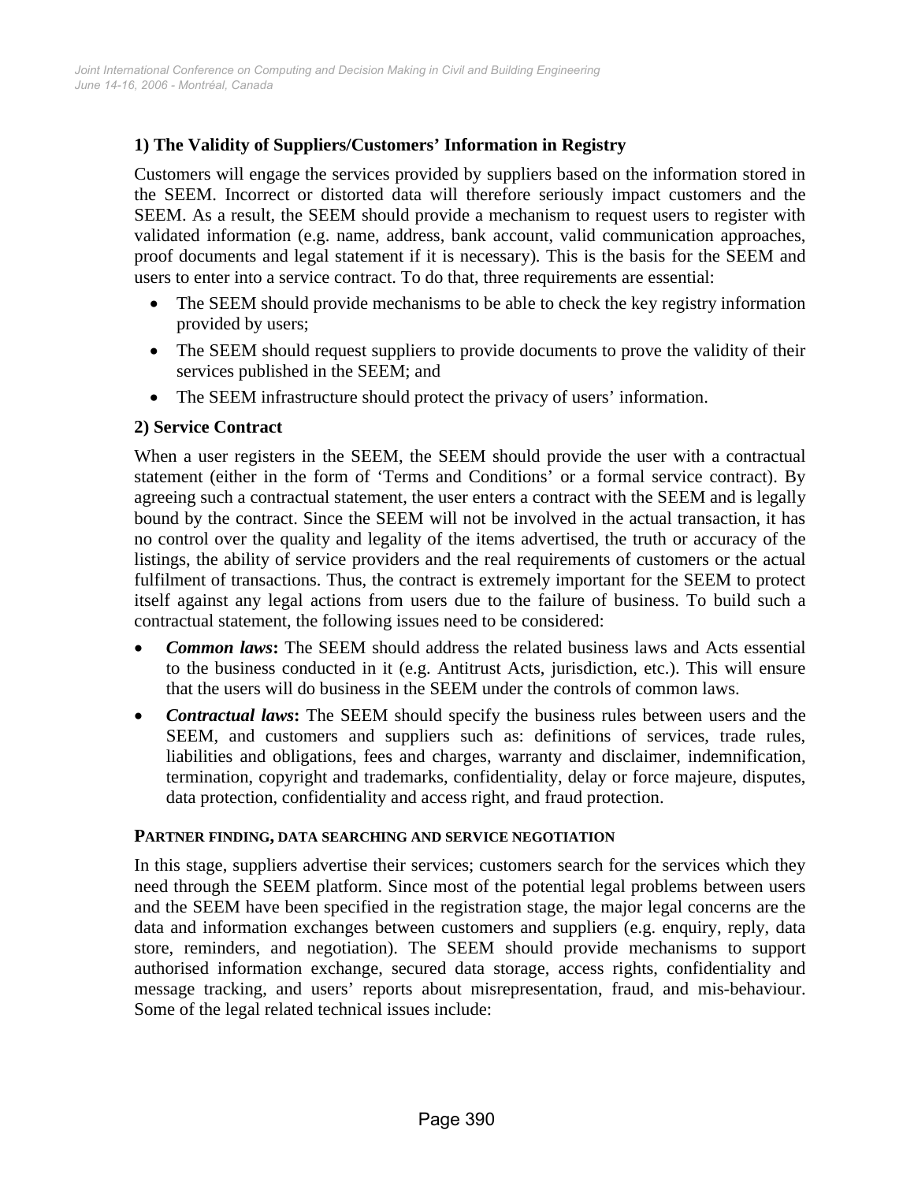### 1) The Validity of Suppliers/Customers' Information in Registry

Customers will engage the services provided by suppliers based on the information stored in the SEEM. Incorrect or distorted data will therefore seriously impact customers and the SEEM. As a result, the SEEM should provide a mechanism to request users to register with validated information (e.g. name, address, bank account, valid communication approaches, proof documents and legal statement if it is necessary). This is the basis for the SEEM and users to enter into a service contract. To do that, three requirements are essential:

- The SEEM should provide mechanisms to be able to check the key registry information provided by users;
- The SEEM should request suppliers to provide documents to prove the validity of their services published in the SEEM; and
- The SEEM infrastructure should protect the privacy of users' information.

### 2) Service Contract

When a user registers in the SEEM, the SEEM should provide the user with a contractual statement (either in the form of 'Terms and Conditions' or a formal service contract). By agreeing such a contractual statement, the user enters a contract with the SEEM and is legally bound by the contract. Since the SEEM will not be involved in the actual transaction, it has no control over the quality and legality of the items advertised, the truth or accuracy of the listings, the ability of service providers and the real requirements of customers or the actual fulfilment of transactions. Thus, the contract is extremely important for the SEEM to protect itself against any legal actions from users due to the failure of business. To build such a contractual statement, the following issues need to be considered:

- ***Common laws*:** The SEEM should address the related business laws and Acts essential to the business conducted in it (e.g. Antitrust Acts, jurisdiction, etc.). This will ensure that the users will do business in the SEEM under the controls of common laws.
- ***Contractual laws*:** The SEEM should specify the business rules between users and the SEEM, and customers and suppliers such as: definitions of services, trade rules, liabilities and obligations, fees and charges, warranty and disclaimer, indemnification, termination, copyright and trademarks, confidentiality, delay or force majeure, disputes, data protection, confidentiality and access right, and fraud protection.

#### PARTNER FINDING, DATA SEARCHING AND SERVICE NEGOTIATION

In this stage, suppliers advertise their services; customers search for the services which they need through the SEEM platform. Since most of the potential legal problems between users and the SEEM have been specified in the registration stage, the major legal concerns are the data and information exchanges between customers and suppliers (e.g. enquiry, reply, data store, reminders, and negotiation). The SEEM should provide mechanisms to support authorised information exchange, secured data storage, access rights, confidentiality and message tracking, and users' reports about misrepresentation, fraud, and mis-behaviour. Some of the legal related technical issues include: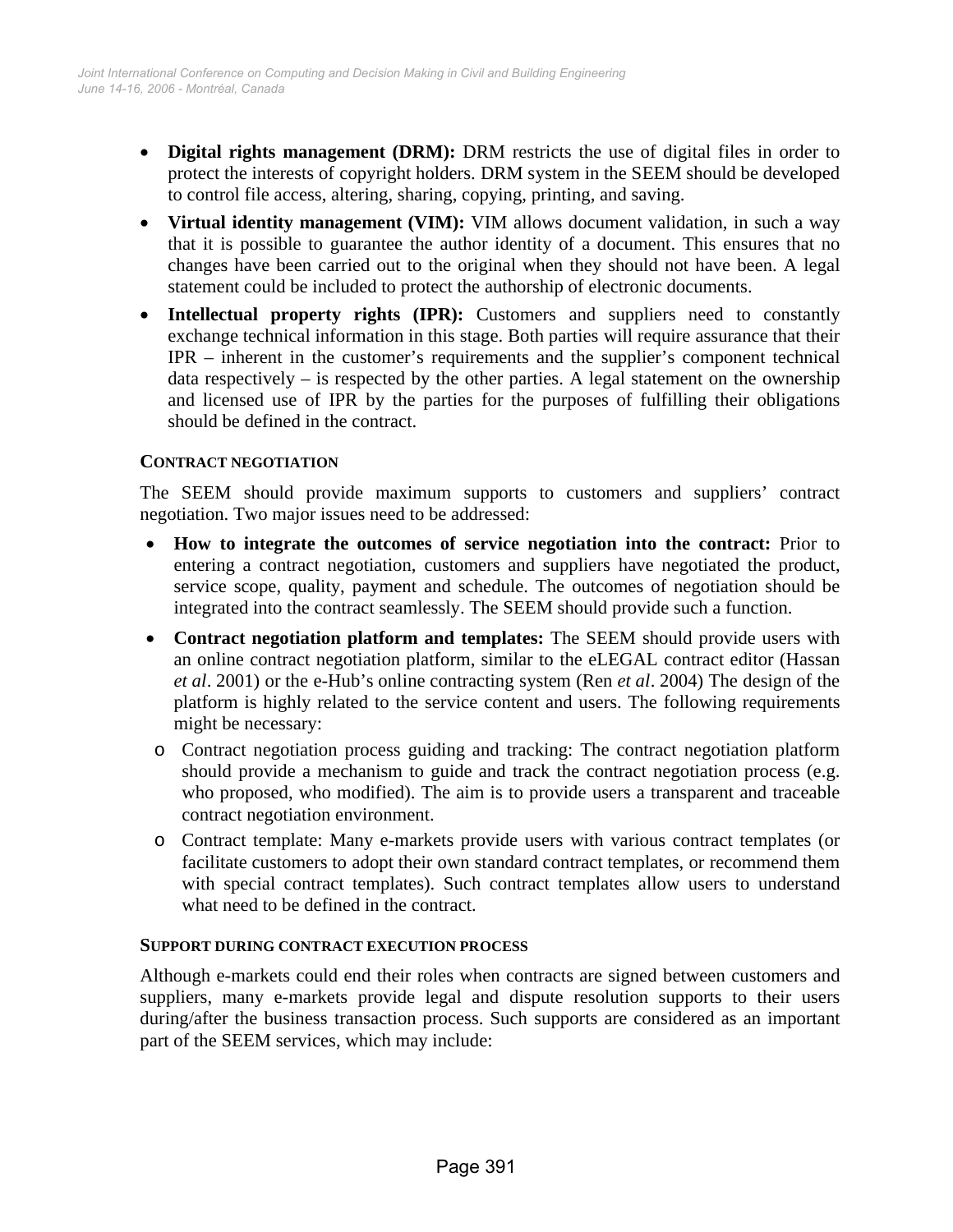- **Digital rights management (DRM):** DRM restricts the use of digital files in order to protect the interests of copyright holders. DRM system in the SEEM should be developed to control file access, altering, sharing, copying, printing, and saving.
- **Virtual identity management (VIM):** VIM allows document validation, in such a way that it is possible to guarantee the author identity of a document. This ensures that no changes have been carried out to the original when they should not have been. A legal statement could be included to protect the authorship of electronic documents.
- **Intellectual property rights (IPR):** Customers and suppliers need to constantly exchange technical information in this stage. Both parties will require assurance that their IPR – inherent in the customer's requirements and the supplier's component technical data respectively – is respected by the other parties. A legal statement on the ownership and licensed use of IPR by the parties for the purposes of fulfilling their obligations should be defined in the contract.

### CONTRACT NEGOTIATION

The SEEM should provide maximum supports to customers and suppliers' contract negotiation. Two major issues need to be addressed:

- **How to integrate the outcomes of service negotiation into the contract:** Prior to entering a contract negotiation, customers and suppliers have negotiated the product, service scope, quality, payment and schedule. The outcomes of negotiation should be integrated into the contract seamlessly. The SEEM should provide such a function.
- **Contract negotiation platform and templates:** The SEEM should provide users with an online contract negotiation platform, similar to the eLEGAL contract editor (Hassan *et al*. 2001) or the e-Hub's online contracting system (Ren *et al*. 2004) The design of the platform is highly related to the service content and users. The following requirements might be necessary:
  - Contract negotiation process guiding and tracking: The contract negotiation platform should provide a mechanism to guide and track the contract negotiation process (e.g. who proposed, who modified). The aim is to provide users a transparent and traceable contract negotiation environment.
  - Contract template: Many e-markets provide users with various contract templates (or facilitate customers to adopt their own standard contract templates, or recommend them with special contract templates). Such contract templates allow users to understand what need to be defined in the contract.

### SUPPORT DURING CONTRACT EXECUTION PROCESS

Although e-markets could end their roles when contracts are signed between customers and suppliers, many e-markets provide legal and dispute resolution supports to their users during/after the business transaction process. Such supports are considered as an important part of the SEEM services, which may include: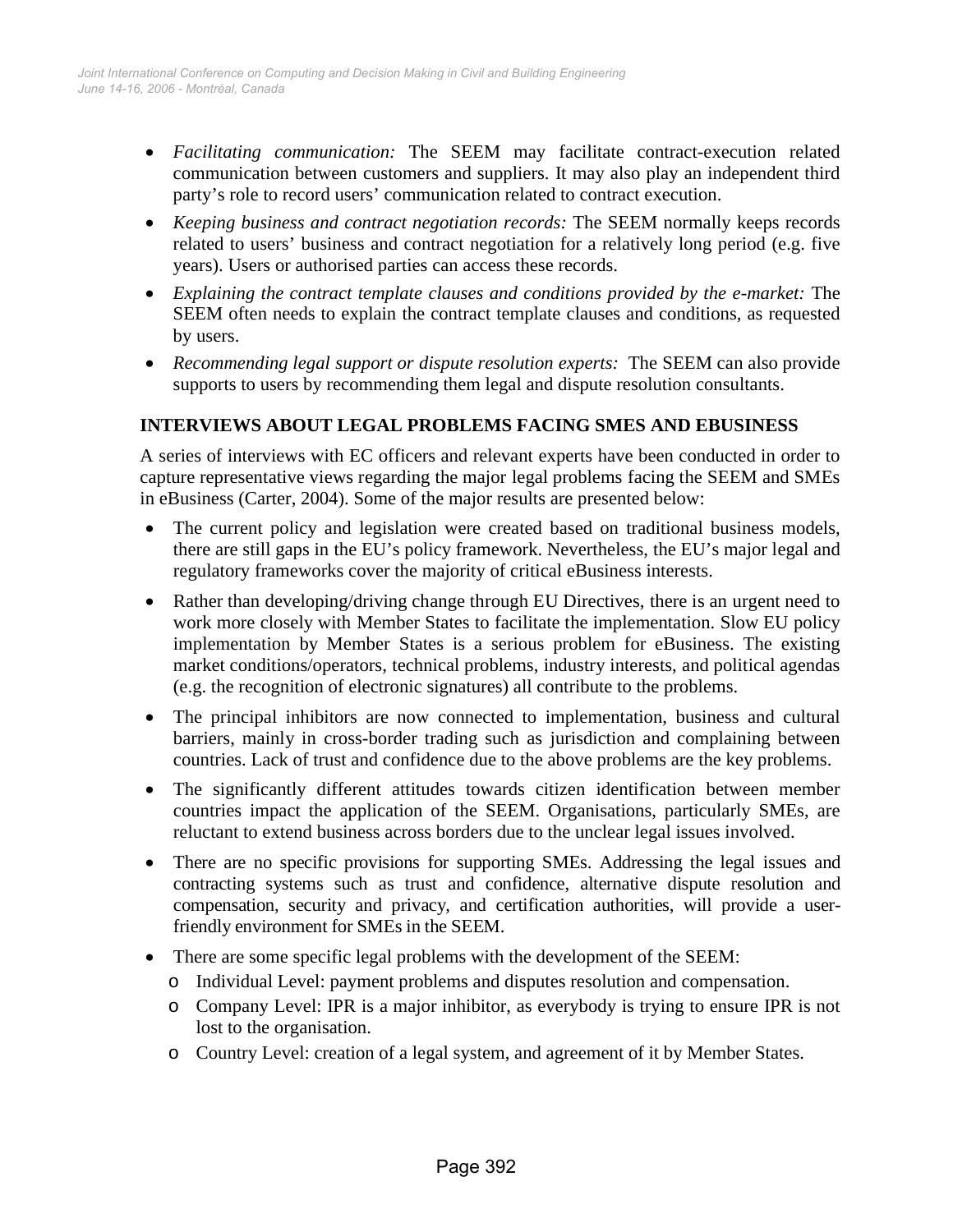- *Facilitating communication:* The SEEM may facilitate contract-execution related communication between customers and suppliers. It may also play an independent third party's role to record users' communication related to contract execution.
- *Keeping business and contract negotiation records:* The SEEM normally keeps records related to users' business and contract negotiation for a relatively long period (e.g. five years). Users or authorised parties can access these records.
- *Explaining the contract template clauses and conditions provided by the e-market:* The SEEM often needs to explain the contract template clauses and conditions, as requested by users.
- *Recommending legal support or dispute resolution experts:* The SEEM can also provide supports to users by recommending them legal and dispute resolution consultants.

## INTERVIEWS ABOUT LEGAL PROBLEMS FACING SMES AND EBUSINESS

A series of interviews with EC officers and relevant experts have been conducted in order to capture representative views regarding the major legal problems facing the SEEM and SMEs in eBusiness (Carter, 2004). Some of the major results are presented below:

- The current policy and legislation were created based on traditional business models, there are still gaps in the EU's policy framework. Nevertheless, the EU's major legal and regulatory frameworks cover the majority of critical eBusiness interests.
- Rather than developing/driving change through EU Directives, there is an urgent need to work more closely with Member States to facilitate the implementation. Slow EU policy implementation by Member States is a serious problem for eBusiness. The existing market conditions/operators, technical problems, industry interests, and political agendas (e.g. the recognition of electronic signatures) all contribute to the problems.
- The principal inhibitors are now connected to implementation, business and cultural barriers, mainly in cross-border trading such as jurisdiction and complaining between countries. Lack of trust and confidence due to the above problems are the key problems.
- The significantly different attitudes towards citizen identification between member countries impact the application of the SEEM. Organisations, particularly SMEs, are reluctant to extend business across borders due to the unclear legal issues involved.
- There are no specific provisions for supporting SMEs. Addressing the legal issues and contracting systems such as trust and confidence, alternative dispute resolution and compensation, security and privacy, and certification authorities, will provide a user-friendly environment for SMEs in the SEEM.
- There are some specific legal problems with the development of the SEEM:
  - Individual Level: payment problems and disputes resolution and compensation.
  - Company Level: IPR is a major inhibitor, as everybody is trying to ensure IPR is not lost to the organisation.
  - Country Level: creation of a legal system, and agreement of it by Member States.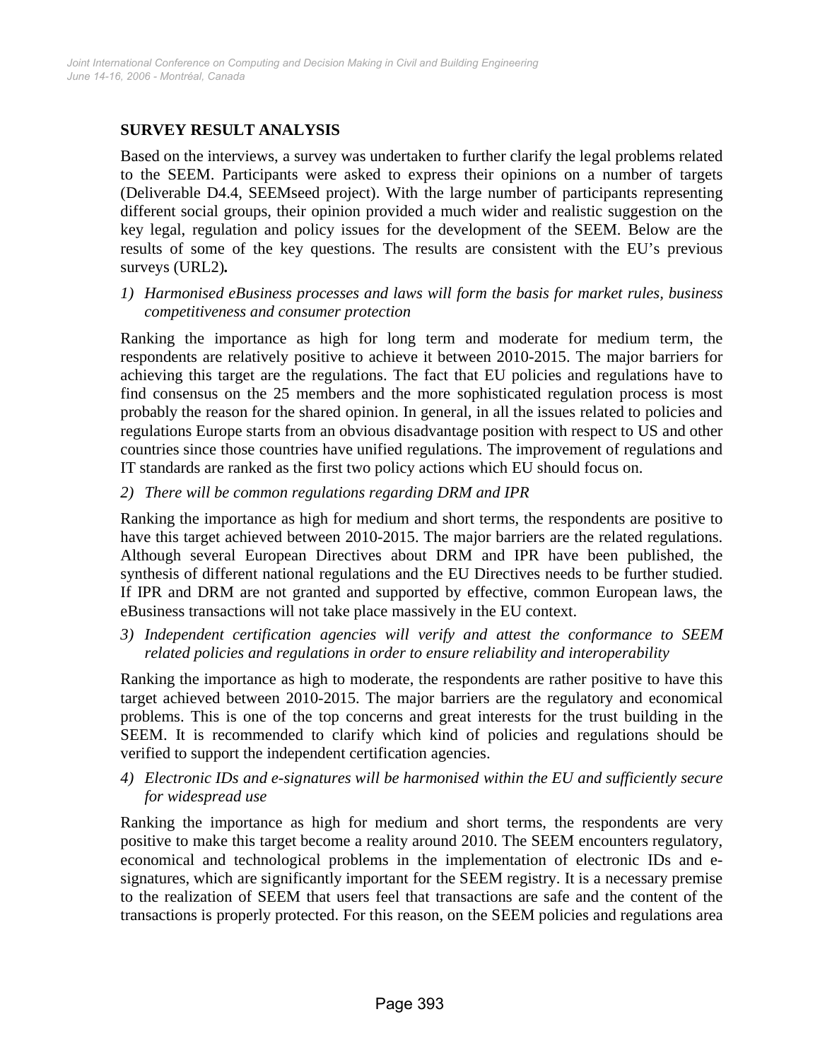## SURVEY RESULT ANALYSIS

Based on the interviews, a survey was undertaken to further clarify the legal problems related to the SEEM. Participants were asked to express their opinions on a number of targets (Deliverable D4.4, SEEMseed project). With the large number of participants representing different social groups, their opinion provided a much wider and realistic suggestion on the key legal, regulation and policy issues for the development of the SEEM. Below are the results of some of the key questions. The results are consistent with the EU's previous surveys (URL2)**.**

1) *Harmonised eBusiness processes and laws will form the basis for market rules, business competitiveness and consumer protection*

Ranking the importance as high for long term and moderate for medium term, the respondents are relatively positive to achieve it between 2010-2015. The major barriers for achieving this target are the regulations. The fact that EU policies and regulations have to find consensus on the 25 members and the more sophisticated regulation process is most probably the reason for the shared opinion. In general, in all the issues related to policies and regulations Europe starts from an obvious disadvantage position with respect to US and other countries since those countries have unified regulations. The improvement of regulations and IT standards are ranked as the first two policy actions which EU should focus on.

2) *There will be common regulations regarding DRM and IPR*

Ranking the importance as high for medium and short terms, the respondents are positive to have this target achieved between 2010-2015. The major barriers are the related regulations. Although several European Directives about DRM and IPR have been published, the synthesis of different national regulations and the EU Directives needs to be further studied. If IPR and DRM are not granted and supported by effective, common European laws, the eBusiness transactions will not take place massively in the EU context.

3) *Independent certification agencies will verify and attest the conformance to SEEM related policies and regulations in order to ensure reliability and interoperability*

Ranking the importance as high to moderate, the respondents are rather positive to have this target achieved between 2010-2015. The major barriers are the regulatory and economical problems. This is one of the top concerns and great interests for the trust building in the SEEM. It is recommended to clarify which kind of policies and regulations should be verified to support the independent certification agencies.

4) *Electronic IDs and e-signatures will be harmonised within the EU and sufficiently secure for widespread use*

Ranking the importance as high for medium and short terms, the respondents are very positive to make this target become a reality around 2010. The SEEM encounters regulatory, economical and technological problems in the implementation of electronic IDs and e-signatures, which are significantly important for the SEEM registry. It is a necessary premise to the realization of SEEM that users feel that transactions are safe and the content of the transactions is properly protected. For this reason, on the SEEM policies and regulations area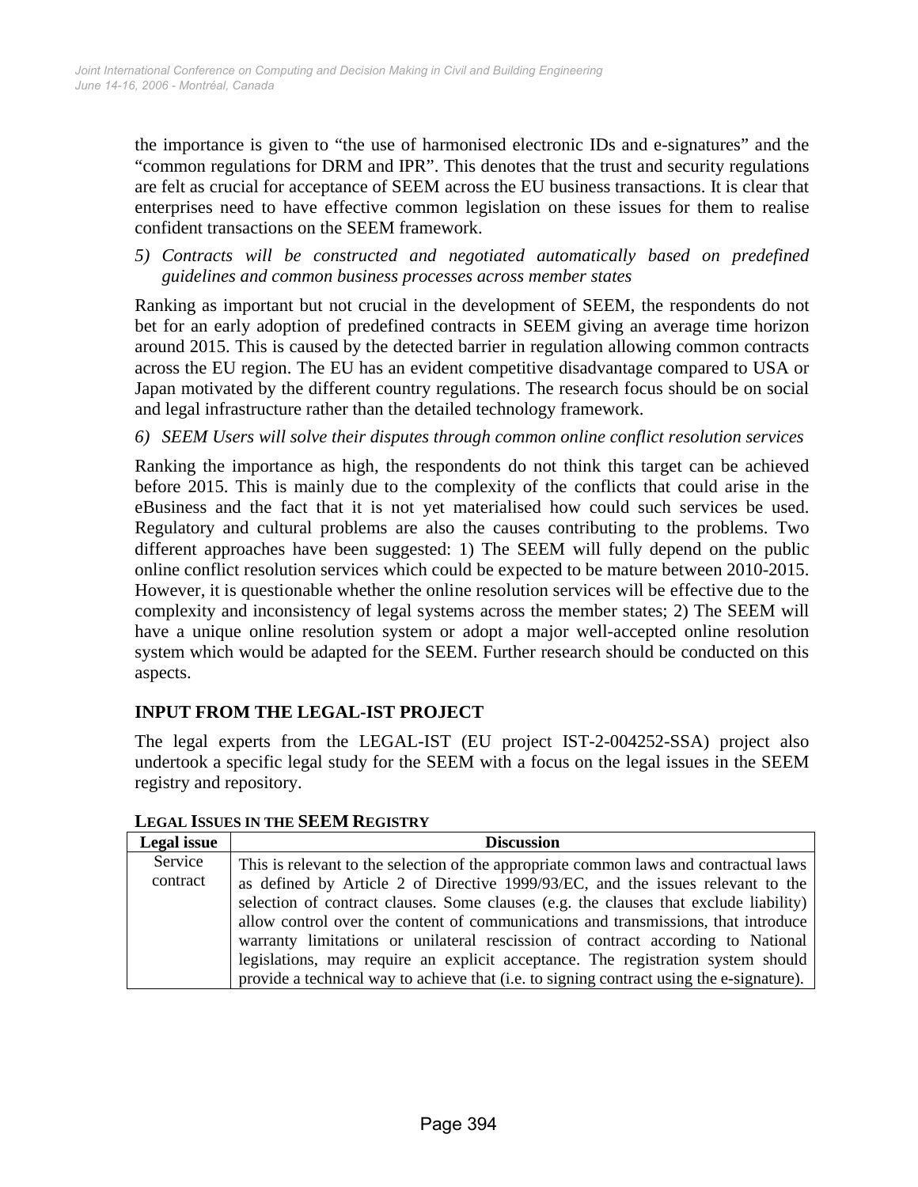the importance is given to "the use of harmonised electronic IDs and e-signatures" and the "common regulations for DRM and IPR". This denotes that the trust and security regulations are felt as crucial for acceptance of SEEM across the EU business transactions. It is clear that enterprises need to have effective common legislation on these issues for them to realise confident transactions on the SEEM framework.

*5) Contracts will be constructed and negotiated automatically based on predefined guidelines and common business processes across member states*

Ranking as important but not crucial in the development of SEEM, the respondents do not bet for an early adoption of predefined contracts in SEEM giving an average time horizon around 2015. This is caused by the detected barrier in regulation allowing common contracts across the EU region. The EU has an evident competitive disadvantage compared to USA or Japan motivated by the different country regulations. The research focus should be on social and legal infrastructure rather than the detailed technology framework.

*6) SEEM Users will solve their disputes through common online conflict resolution services*

Ranking the importance as high, the respondents do not think this target can be achieved before 2015. This is mainly due to the complexity of the conflicts that could arise in the eBusiness and the fact that it is not yet materialised how could such services be used. Regulatory and cultural problems are also the causes contributing to the problems. Two different approaches have been suggested: 1) The SEEM will fully depend on the public online conflict resolution services which could be expected to be mature between 2010-2015. However, it is questionable whether the online resolution services will be effective due to the complexity and inconsistency of legal systems across the member states; 2) The SEEM will have a unique online resolution system or adopt a major well-accepted online resolution system which would be adapted for the SEEM. Further research should be conducted on this aspects.

## INPUT FROM THE LEGAL-IST PROJECT

The legal experts from the LEGAL-IST (EU project IST-2-004252-SSA) project also undertook a specific legal study for the SEEM with a focus on the legal issues in the SEEM registry and repository.

### LEGAL ISSUES IN THE SEEM REGISTRY

| Legal issue | Discussion |
|---|---|
| Service contract | This is relevant to the selection of the appropriate common laws and contractual laws as defined by Article 2 of Directive 1999/93/EC, and the issues relevant to the selection of contract clauses. Some clauses (e.g. the clauses that exclude liability) allow control over the content of communications and transmissions, that introduce warranty limitations or unilateral rescission of contract according to National legislations, may require an explicit acceptance. The registration system should provide a technical way to achieve that (i.e. to signing contract using the e-signature). |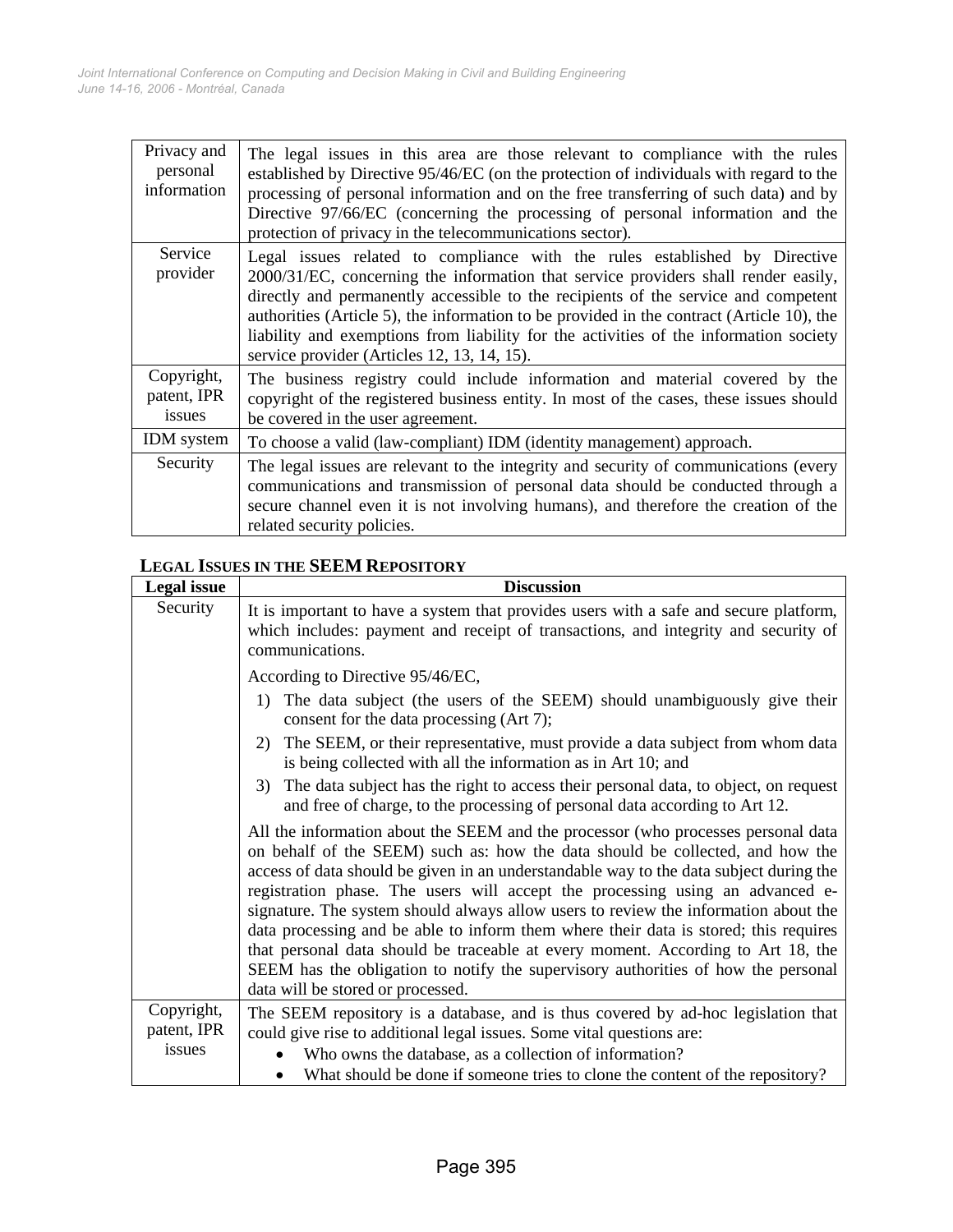| | |
|---|---|
| Privacy and personal information | The legal issues in this area are those relevant to compliance with the rules established by Directive 95/46/EC (on the protection of individuals with regard to the processing of personal information and on the free transferring of such data) and by Directive 97/66/EC (concerning the processing of personal information and the protection of privacy in the telecommunications sector). |
| Service provider | Legal issues related to compliance with the rules established by Directive 2000/31/EC, concerning the information that service providers shall render easily, directly and permanently accessible to the recipients of the service and competent authorities (Article 5), the information to be provided in the contract (Article 10), the liability and exemptions from liability for the activities of the information society service provider (Articles 12, 13, 14, 15). |
| Copyright, patent, IPR issues | The business registry could include information and material covered by the copyright of the registered business entity. In most of the cases, these issues should be covered in the user agreement. |
| IDM system | To choose a valid (law-compliant) IDM (identity management) approach. |
| Security | The legal issues are relevant to the integrity and security of communications (every communications and transmission of personal data should be conducted through a secure channel even it is not involving humans), and therefore the creation of the related security policies. |

**LEGAL ISSUES IN THE SEEM REPOSITORY**

| Legal issue | Discussion |
|---|---|
| Security | It is important to have a system that provides users with a safe and secure platform, which includes: payment and receipt of transactions, and integrity and security of communications.<br><br>According to Directive 95/46/EC,<br>1) The data subject (the users of the SEEM) should unambiguously give their consent for the data processing (Art 7);<br>2) The SEEM, or their representative, must provide a data subject from whom data is being collected with all the information as in Art 10; and<br>3) The data subject has the right to access their personal data, to object, on request and free of charge, to the processing of personal data according to Art 12.<br><br>All the information about the SEEM and the processor (who processes personal data on behalf of the SEEM) such as: how the data should be collected, and how the access of data should be given in an understandable way to the data subject during the registration phase. The users will accept the processing using an advanced e-signature. The system should always allow users to review the information about the data processing and be able to inform them where their data is stored; this requires that personal data should be traceable at every moment. According to Art 18, the SEEM has the obligation to notify the supervisory authorities of how the personal data will be stored or processed. |
| Copyright, patent, IPR issues | The SEEM repository is a database, and is thus covered by ad-hoc legislation that could give rise to additional legal issues. Some vital questions are:<br>• Who owns the database, as a collection of information?<br>• What should be done if someone tries to clone the content of the repository? |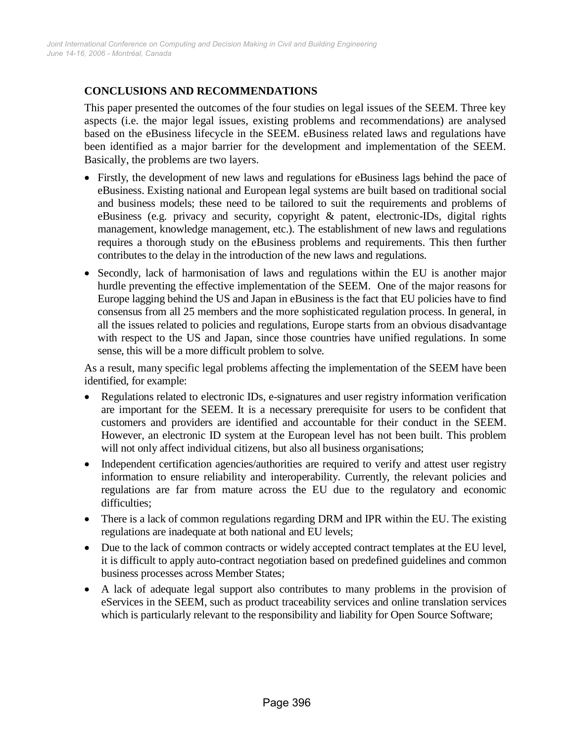## CONCLUSIONS AND RECOMMENDATIONS

This paper presented the outcomes of the four studies on legal issues of the SEEM. Three key aspects (i.e. the major legal issues, existing problems and recommendations) are analysed based on the eBusiness lifecycle in the SEEM. eBusiness related laws and regulations have been identified as a major barrier for the development and implementation of the SEEM. Basically, the problems are two layers.

- Firstly, the development of new laws and regulations for eBusiness lags behind the pace of eBusiness. Existing national and European legal systems are built based on traditional social and business models; these need to be tailored to suit the requirements and problems of eBusiness (e.g. privacy and security, copyright & patent, electronic-IDs, digital rights management, knowledge management, etc.). The establishment of new laws and regulations requires a thorough study on the eBusiness problems and requirements. This then further contributes to the delay in the introduction of the new laws and regulations.
- Secondly, lack of harmonisation of laws and regulations within the EU is another major hurdle preventing the effective implementation of the SEEM. One of the major reasons for Europe lagging behind the US and Japan in eBusiness is the fact that EU policies have to find consensus from all 25 members and the more sophisticated regulation process. In general, in all the issues related to policies and regulations, Europe starts from an obvious disadvantage with respect to the US and Japan, since those countries have unified regulations. In some sense, this will be a more difficult problem to solve.

As a result, many specific legal problems affecting the implementation of the SEEM have been identified, for example:

- Regulations related to electronic IDs, e-signatures and user registry information verification are important for the SEEM. It is a necessary prerequisite for users to be confident that customers and providers are identified and accountable for their conduct in the SEEM. However, an electronic ID system at the European level has not been built. This problem will not only affect individual citizens, but also all business organisations;
- Independent certification agencies/authorities are required to verify and attest user registry information to ensure reliability and interoperability. Currently, the relevant policies and regulations are far from mature across the EU due to the regulatory and economic difficulties;
- There is a lack of common regulations regarding DRM and IPR within the EU. The existing regulations are inadequate at both national and EU levels;
- Due to the lack of common contracts or widely accepted contract templates at the EU level, it is difficult to apply auto-contract negotiation based on predefined guidelines and common business processes across Member States;
- A lack of adequate legal support also contributes to many problems in the provision of eServices in the SEEM, such as product traceability services and online translation services which is particularly relevant to the responsibility and liability for Open Source Software;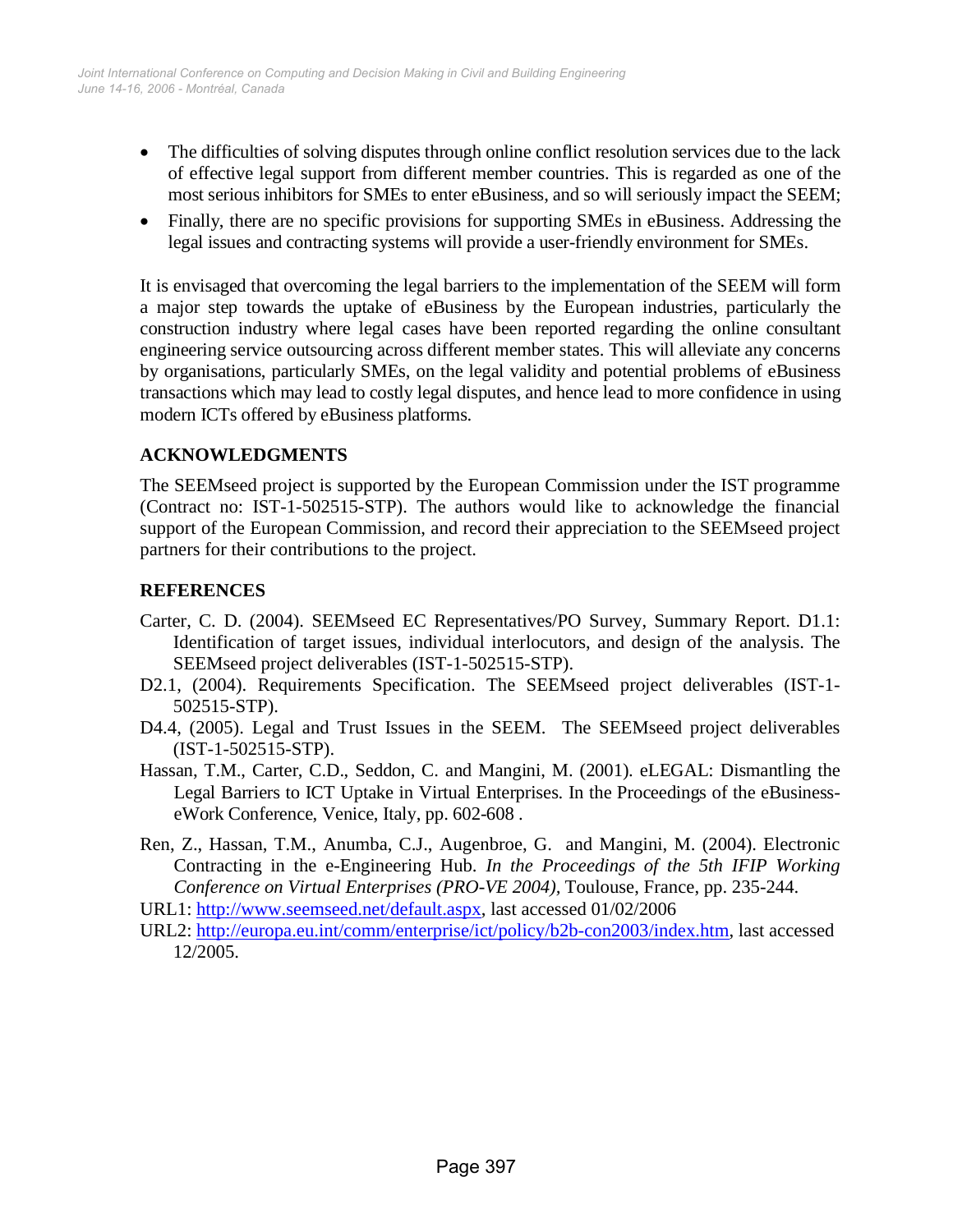- The difficulties of solving disputes through online conflict resolution services due to the lack of effective legal support from different member countries. This is regarded as one of the most serious inhibitors for SMEs to enter eBusiness, and so will seriously impact the SEEM;
- Finally, there are no specific provisions for supporting SMEs in eBusiness. Addressing the legal issues and contracting systems will provide a user-friendly environment for SMEs.

It is envisaged that overcoming the legal barriers to the implementation of the SEEM will form a major step towards the uptake of eBusiness by the European industries, particularly the construction industry where legal cases have been reported regarding the online consultant engineering service outsourcing across different member states. This will alleviate any concerns by organisations, particularly SMEs, on the legal validity and potential problems of eBusiness transactions which may lead to costly legal disputes, and hence lead to more confidence in using modern ICTs offered by eBusiness platforms.

## ACKNOWLEDGMENTS

The SEEMseed project is supported by the European Commission under the IST programme (Contract no: IST-1-502515-STP). The authors would like to acknowledge the financial support of the European Commission, and record their appreciation to the SEEMseed project partners for their contributions to the project.

## REFERENCES

Carter, C. D. (2004). SEEMseed EC Representatives/PO Survey, Summary Report. D1.1: Identification of target issues, individual interlocutors, and design of the analysis. The SEEMseed project deliverables (IST-1-502515-STP).

D2.1, (2004). Requirements Specification. The SEEMseed project deliverables (IST-1-502515-STP).

D4.4, (2005). Legal and Trust Issues in the SEEM. The SEEMseed project deliverables (IST-1-502515-STP).

Hassan, T.M., Carter, C.D., Seddon, C. and Mangini, M. (2001). eLEGAL: Dismantling the Legal Barriers to ICT Uptake in Virtual Enterprises. In the Proceedings of the eBusiness-eWork Conference, Venice, Italy, pp. 602-608 .

Ren, Z., Hassan, T.M., Anumba, C.J., Augenbroe, G. and Mangini, M. (2004). Electronic Contracting in the e-Engineering Hub. *In the Proceedings of the 5th IFIP Working Conference on Virtual Enterprises (PRO-VE 2004)*, Toulouse, France, pp. 235-244.

URL1: http://www.seemseed.net/default.aspx, last accessed 01/02/2006

URL2: http://europa.eu.int/comm/enterprise/ict/policy/b2b-con2003/index.htm, last accessed 12/2005.